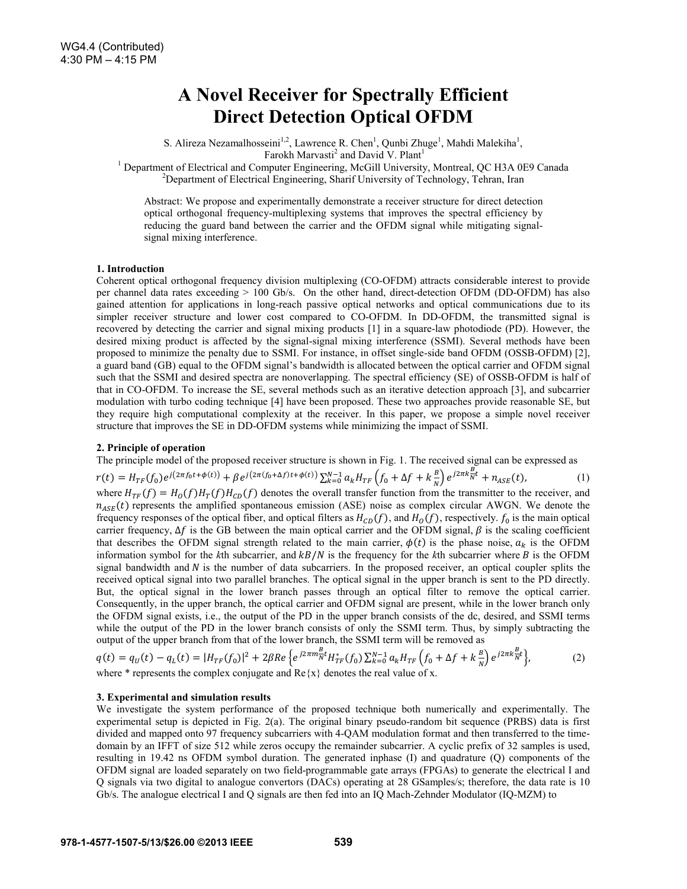# A Novel Receiver for Spectrally Efficient Direct Detection Optical OFDM

S. Alireza Nezamalhosseini[1,2], Lawrence R. Chen[1], Qunbi Zhuge[1], Mahdi Malekiha[1], Farokh Marvasti[2] and David V. Plant[1]

[1] Department of Electrical and Computer Engineering, McGill University, Montreal, QC H3A 0E9 Canada
[2] Department of Electrical Engineering, Sharif University of Technology, Tehran, Iran

Abstract: We propose and experimentally demonstrate a receiver structure for direct detection optical orthogonal frequency-multiplexing systems that improves the spectral efficiency by reducing the guard band between the carrier and the OFDM signal while mitigating signal-signal mixing interference.

### 1. Introduction

Coherent optical orthogonal frequency division multiplexing (CO-OFDM) attracts considerable interest to provide per channel data rates exceeding > 100 Gb/s. On the other hand, direct-detection OFDM (DD-OFDM) has also gained attention for applications in long-reach passive optical networks and optical communications due to its simpler receiver structure and lower cost compared to CO-OFDM. In DD-OFDM, the transmitted signal is recovered by detecting the carrier and signal mixing products [1] in a square-law photodiode (PD). However, the desired mixing product is affected by the signal-signal mixing interference (SSMI). Several methods have been proposed to minimize the penalty due to SSMI. For instance, in offset single-side band OFDM (OSSB-OFDM) [2], a guard band (GB) equal to the OFDM signal's bandwidth is allocated between the optical carrier and OFDM signal such that the SSMI and desired spectra are nonoverlapping. The spectral efficiency (SE) of OSSB-OFDM is half of that in CO-OFDM. To increase the SE, several methods such as an iterative detection approach [3], and subcarrier modulation with turbo coding technique [4] have been proposed. These two approaches provide reasonable SE, but they require high computational complexity at the receiver. In this paper, we propose a simple novel receiver structure that improves the SE in DD-OFDM systems while minimizing the impact of SSMI.

### 2. Principle of operation

The principle model of the proposed receiver structure is shown in Fig. 1. The received signal can be expressed as

$$r(t) = H_{TF}(f_0)e^{j(2\pi f_0 t+\phi(t))} + \beta e^{j(2\pi(f_0+\Delta f)t+\phi(t))}\sum_{k=0}^{N-1} a_k H_{TF}\left(f_0+\Delta f+k\frac{B}{N}\right)e^{j2\pi k\frac{B}{N}t} + n_{ASE}(t), \tag{1}$$

where $H_{TF}(f) = H_O(f)H_T(f)H_{CD}(f)$ denotes the overall transfer function from the transmitter to the receiver, and $n_{ASE}(t)$ represents the amplified spontaneous emission (ASE) noise as complex circular AWGN. We denote the frequency responses of the optical fiber, and optical filters as $H_{CD}(f)$, and $H_O(f)$, respectively. $f_0$ is the main optical carrier frequency, $\Delta f$ is the GB between the main optical carrier and the OFDM signal, $\beta$ is the scaling coefficient that describes the OFDM signal strength related to the main carrier, $\phi(t)$ is the phase noise, $a_k$ is the OFDM information symbol for the *k*th subcarrier, and $kB/N$ is the frequency for the *k*th subcarrier where $B$ is the OFDM signal bandwidth and $N$ is the number of data subcarriers. In the proposed receiver, an optical coupler splits the received optical signal into two parallel branches. The optical signal in the upper branch is sent to the PD directly. But, the optical signal in the lower branch passes through an optical filter to remove the optical carrier. Consequently, in the upper branch, the optical carrier and OFDM signal are present, while in the lower branch only the OFDM signal exists, i.e., the output of the PD in the upper branch consists of the dc, desired, and SSMI terms while the output of the PD in the lower branch consists of only the SSMI term. Thus, by simply subtracting the output of the upper branch from that of the lower branch, the SSMI term will be removed as

$$q(t) = q_U(t) - q_L(t) = |H_{TF}(f_0)|^2 + 2\beta Re\left\{e^{j2\pi m\frac{B}{N}t}H_{TF}^*(f_0)\sum_{k=0}^{N-1} a_k H_{TF}\left(f_0+\Delta f+k\frac{B}{N}\right)e^{j2\pi k\frac{B}{N}t}\right\}, \tag{2}$$

where * represents the complex conjugate and Re{x} denotes the real value of x.

### 3. Experimental and simulation results

We investigate the system performance of the proposed technique both numerically and experimentally. The experimental setup is depicted in Fig. 2(a). The original binary pseudo-random bit sequence (PRBS) data is first divided and mapped onto 97 frequency subcarriers with 4-QAM modulation format and then transferred to the time-domain by an IFFT of size 512 while zeros occupy the remainder subcarrier. A cyclic prefix of 32 samples is used, resulting in 19.42 ns OFDM symbol duration. The generated inphase (I) and quadrature (Q) components of the OFDM signal are loaded separately on two field-programmable gate arrays (FPGAs) to generate the electrical I and Q signals via two digital to analogue convertors (DACs) operating at 28 GSamples/s; therefore, the data rate is 10 Gb/s. The analogue electrical I and Q signals are then fed into an IQ Mach-Zehnder Modulator (IQ-MZM) to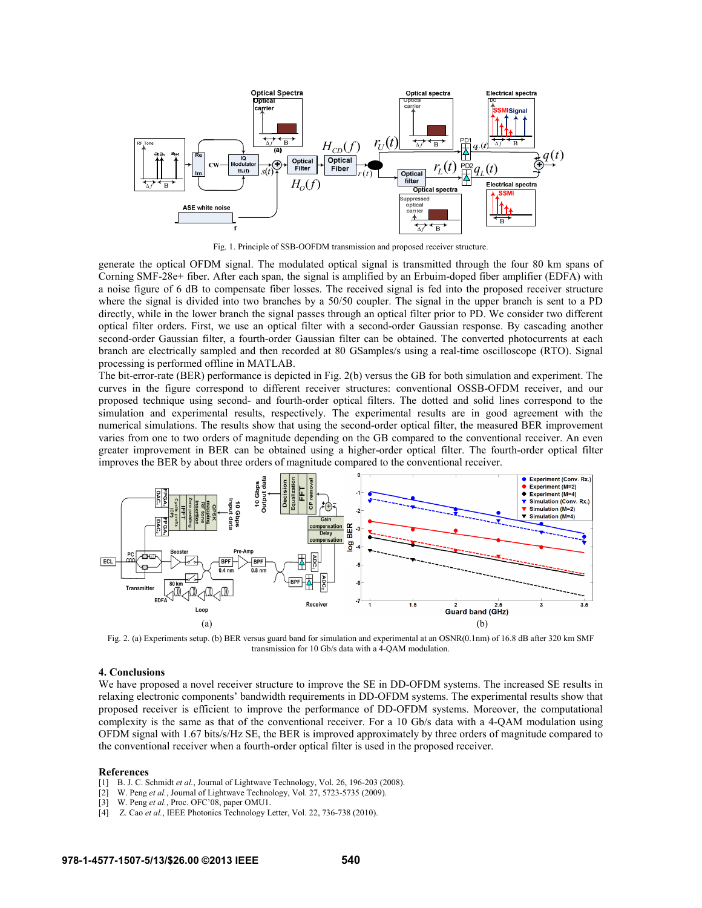Fig. 1. Principle of SSB-OOFDM transmission and proposed receiver structure.

generate the optical OFDM signal. The modulated optical signal is transmitted through the four 80 km spans of Corning SMF-28e+ fiber. After each span, the signal is amplified by an Erbium-doped fiber amplifier (EDFA) with a noise figure of 6 dB to compensate fiber losses. The received signal is fed into the proposed receiver structure where the signal is divided into two branches by a 50/50 coupler. The signal in the upper branch is sent to a PD directly, while in the lower branch the signal passes through an optical filter prior to PD. We consider two different optical filter orders. First, we use an optical filter with a second-order Gaussian response. By cascading another second-order Gaussian filter, a fourth-order Gaussian filter can be obtained. The converted photocurrents at each branch are electrically sampled and then recorded at 80 GSamples/s using a real-time oscilloscope (RTO). Signal processing is performed offline in MATLAB.

The bit-error-rate (BER) performance is depicted in Fig. 2(b) versus the GB for both simulation and experiment. The curves in the figure correspond to different receiver structures: conventional OSSB-OFDM receiver, and our proposed technique using second- and fourth-order optical filters. The dotted and solid lines correspond to the simulation and experimental results, respectively. The experimental results are in good agreement with the numerical simulations. The results show that using the second-order optical filter, the measured BER improvement varies from one to two orders of magnitude depending on the GB compared to the conventional receiver. An even greater improvement in BER can be obtained using a higher-order optical filter. The fourth-order optical filter improves the BER by about three orders of magnitude compared to the conventional receiver.

Fig. 2. (a) Experiments setup. (b) BER versus guard band for simulation and experimental at an OSNR(0.1nm) of 16.8 dB after 320 km SMF transmission for 10 Gb/s data with a 4-QAM modulation.

## 4. Conclusions

We have proposed a novel receiver structure to improve the SE in DD-OFDM systems. The increased SE results in relaxing electronic components' bandwidth requirements in DD-OFDM systems. The experimental results show that proposed receiver is efficient to improve the performance of DD-OFDM systems. Moreover, the computational complexity is the same as that of the conventional receiver. For a 10 Gb/s data with a 4-QAM modulation using OFDM signal with 1.67 bits/s/Hz SE, the BER is improved approximately by three orders of magnitude compared to the conventional receiver when a fourth-order optical filter is used in the proposed receiver.

## References

[1] B. J. C. Schmidt *et al.*, Journal of Lightwave Technology, Vol. 26, 196-203 (2008).
[2] W. Peng *et al.*, Journal of Lightwave Technology, Vol. 27, 5723-5735 (2009).
[3] W. Peng *et al.*, Proc. OFC'08, paper OMU1.
[4] Z. Cao *et al.*, IEEE Photonics Technology Letter, Vol. 22, 736-738 (2010).